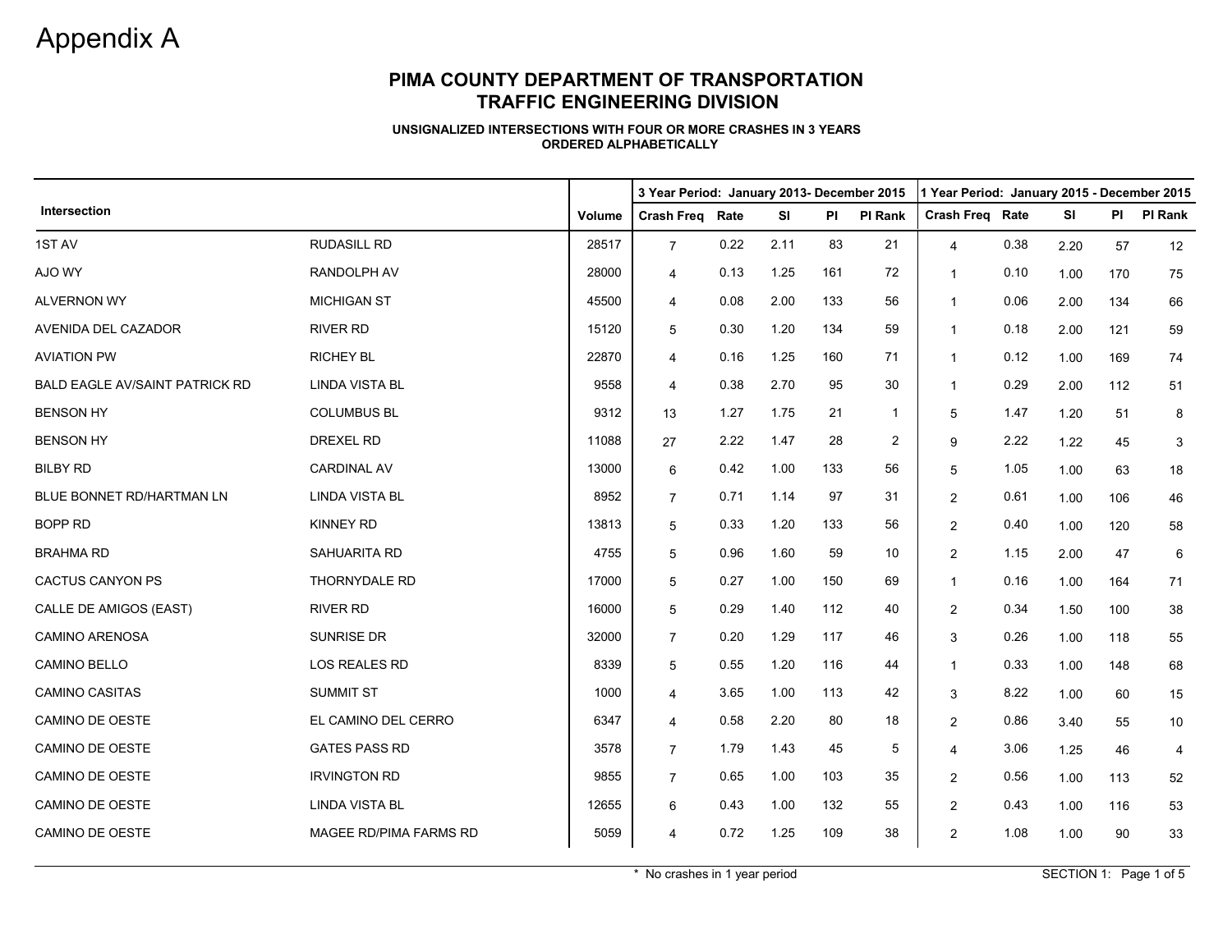# Appendix A

## PIMA COUNTY DEPARTMENT OF TRANSPORTATION
## TRAFFIC ENGINEERING DIVISION

### UNSIGNALIZED INTERSECTIONS WITH FOUR OR MORE CRASHES IN 3 YEARS
### ORDERED ALPHABETICALLY

| Intersection | | Volume | 3 Year Period: January 2013- December 2015 | | | | | 1 Year Period: January 2015 - December 2015 | | | | |
|---|---|---|---|---|---|---|---|---|---|---|---|---|
| | | | Crash Freq | Rate | SI | PI | PI Rank | Crash Freq | Rate | SI | PI | PI Rank |
| 1ST AV | RUDASILL RD | 28517 | 7 | 0.22 | 2.11 | 83 | 21 | 4 | 0.38 | 2.20 | 57 | 12 |
| AJO WY | RANDOLPH AV | 28000 | 4 | 0.13 | 1.25 | 161 | 72 | 1 | 0.10 | 1.00 | 170 | 75 |
| ALVERNON WY | MICHIGAN ST | 45500 | 4 | 0.08 | 2.00 | 133 | 56 | 1 | 0.06 | 2.00 | 134 | 66 |
| AVENIDA DEL CAZADOR | RIVER RD | 15120 | 5 | 0.30 | 1.20 | 134 | 59 | 1 | 0.18 | 2.00 | 121 | 59 |
| AVIATION PW | RICHEY BL | 22870 | 4 | 0.16 | 1.25 | 160 | 71 | 1 | 0.12 | 1.00 | 169 | 74 |
| BALD EAGLE AV/SAINT PATRICK RD | LINDA VISTA BL | 9558 | 4 | 0.38 | 2.70 | 95 | 30 | 1 | 0.29 | 2.00 | 112 | 51 |
| BENSON HY | COLUMBUS BL | 9312 | 13 | 1.27 | 1.75 | 21 | 1 | 5 | 1.47 | 1.20 | 51 | 8 |
| BENSON HY | DREXEL RD | 11088 | 27 | 2.22 | 1.47 | 28 | 2 | 9 | 2.22 | 1.22 | 45 | 3 |
| BILBY RD | CARDINAL AV | 13000 | 6 | 0.42 | 1.00 | 133 | 56 | 5 | 1.05 | 1.00 | 63 | 18 |
| BLUE BONNET RD/HARTMAN LN | LINDA VISTA BL | 8952 | 7 | 0.71 | 1.14 | 97 | 31 | 2 | 0.61 | 1.00 | 106 | 46 |
| BOPP RD | KINNEY RD | 13813 | 5 | 0.33 | 1.20 | 133 | 56 | 2 | 0.40 | 1.00 | 120 | 58 |
| BRAHMA RD | SAHUARITA RD | 4755 | 5 | 0.96 | 1.60 | 59 | 10 | 2 | 1.15 | 2.00 | 47 | 6 |
| CACTUS CANYON PS | THORNYDALE RD | 17000 | 5 | 0.27 | 1.00 | 150 | 69 | 1 | 0.16 | 1.00 | 164 | 71 |
| CALLE DE AMIGOS (EAST) | RIVER RD | 16000 | 5 | 0.29 | 1.40 | 112 | 40 | 2 | 0.34 | 1.50 | 100 | 38 |
| CAMINO ARENOSA | SUNRISE DR | 32000 | 7 | 0.20 | 1.29 | 117 | 46 | 3 | 0.26 | 1.00 | 118 | 55 |
| CAMINO BELLO | LOS REALES RD | 8339 | 5 | 0.55 | 1.20 | 116 | 44 | 1 | 0.33 | 1.00 | 148 | 68 |
| CAMINO CASITAS | SUMMIT ST | 1000 | 4 | 3.65 | 1.00 | 113 | 42 | 3 | 8.22 | 1.00 | 60 | 15 |
| CAMINO DE OESTE | EL CAMINO DEL CERRO | 6347 | 4 | 0.58 | 2.20 | 80 | 18 | 2 | 0.86 | 3.40 | 55 | 10 |
| CAMINO DE OESTE | GATES PASS RD | 3578 | 7 | 1.79 | 1.43 | 45 | 5 | 4 | 3.06 | 1.25 | 46 | 4 |
| CAMINO DE OESTE | IRVINGTON RD | 9855 | 7 | 0.65 | 1.00 | 103 | 35 | 2 | 0.56 | 1.00 | 113 | 52 |
| CAMINO DE OESTE | LINDA VISTA BL | 12655 | 6 | 0.43 | 1.00 | 132 | 55 | 2 | 0.43 | 1.00 | 116 | 53 |
| CAMINO DE OESTE | MAGEE RD/PIMA FARMS RD | 5059 | 4 | 0.72 | 1.25 | 109 | 38 | 2 | 1.08 | 1.00 | 90 | 33 |

\* No crashes in 1 year period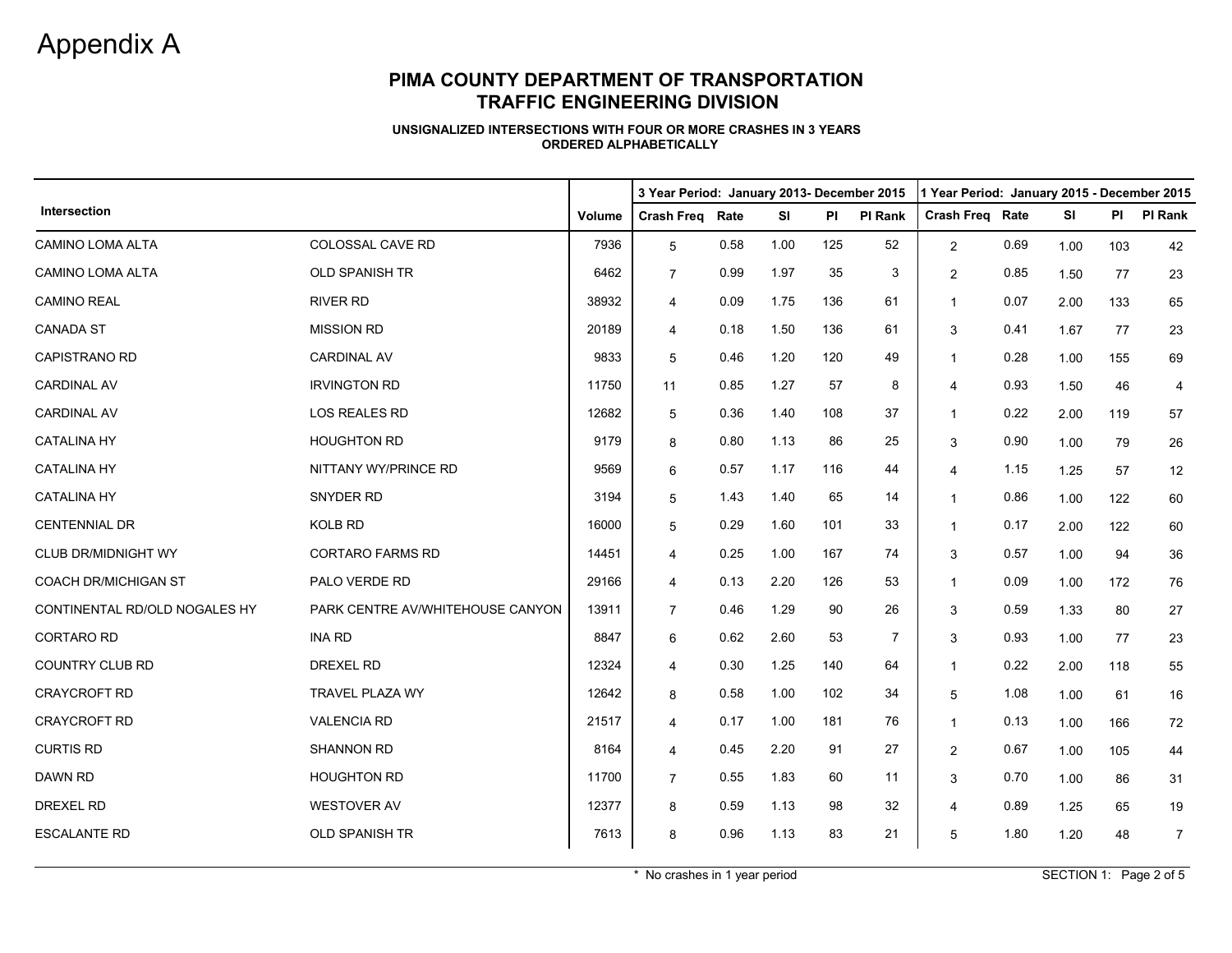# Appendix A

## PIMA COUNTY DEPARTMENT OF TRANSPORTATION
## TRAFFIC ENGINEERING DIVISION

**UNSIGNALIZED INTERSECTIONS WITH FOUR OR MORE CRASHES IN 3 YEARS**
**ORDERED ALPHABETICALLY**

| Intersection | | Volume | 3 Year Period: January 2013- December 2015 | | | | | 1 Year Period: January 2015 - December 2015 | | | | |
|---|---|---|---|---|---|---|---|---|---|---|---|---|
| | | | Crash Freq | Rate | SI | PI | PI Rank | Crash Freq | Rate | SI | PI | PI Rank |
| CAMINO LOMA ALTA | COLOSSAL CAVE RD | 7936 | 5 | 0.58 | 1.00 | 125 | 52 | 2 | 0.69 | 1.00 | 103 | 42 |
| CAMINO LOMA ALTA | OLD SPANISH TR | 6462 | 7 | 0.99 | 1.97 | 35 | 3 | 2 | 0.85 | 1.50 | 77 | 23 |
| CAMINO REAL | RIVER RD | 38932 | 4 | 0.09 | 1.75 | 136 | 61 | 1 | 0.07 | 2.00 | 133 | 65 |
| CANADA ST | MISSION RD | 20189 | 4 | 0.18 | 1.50 | 136 | 61 | 3 | 0.41 | 1.67 | 77 | 23 |
| CAPISTRANO RD | CARDINAL AV | 9833 | 5 | 0.46 | 1.20 | 120 | 49 | 1 | 0.28 | 1.00 | 155 | 69 |
| CARDINAL AV | IRVINGTON RD | 11750 | 11 | 0.85 | 1.27 | 57 | 8 | 4 | 0.93 | 1.50 | 46 | 4 |
| CARDINAL AV | LOS REALES RD | 12682 | 5 | 0.36 | 1.40 | 108 | 37 | 1 | 0.22 | 2.00 | 119 | 57 |
| CATALINA HY | HOUGHTON RD | 9179 | 8 | 0.80 | 1.13 | 86 | 25 | 3 | 0.90 | 1.00 | 79 | 26 |
| CATALINA HY | NITTANY WY/PRINCE RD | 9569 | 6 | 0.57 | 1.17 | 116 | 44 | 4 | 1.15 | 1.25 | 57 | 12 |
| CATALINA HY | SNYDER RD | 3194 | 5 | 1.43 | 1.40 | 65 | 14 | 1 | 0.86 | 1.00 | 122 | 60 |
| CENTENNIAL DR | KOLB RD | 16000 | 5 | 0.29 | 1.60 | 101 | 33 | 1 | 0.17 | 2.00 | 122 | 60 |
| CLUB DR/MIDNIGHT WY | CORTARO FARMS RD | 14451 | 4 | 0.25 | 1.00 | 167 | 74 | 3 | 0.57 | 1.00 | 94 | 36 |
| COACH DR/MICHIGAN ST | PALO VERDE RD | 29166 | 4 | 0.13 | 2.20 | 126 | 53 | 1 | 0.09 | 1.00 | 172 | 76 |
| CONTINENTAL RD/OLD NOGALES HY | PARK CENTRE AV/WHITEHOUSE CANYON | 13911 | 7 | 0.46 | 1.29 | 90 | 26 | 3 | 0.59 | 1.33 | 80 | 27 |
| CORTARO RD | INA RD | 8847 | 6 | 0.62 | 2.60 | 53 | 7 | 3 | 0.93 | 1.00 | 77 | 23 |
| COUNTRY CLUB RD | DREXEL RD | 12324 | 4 | 0.30 | 1.25 | 140 | 64 | 1 | 0.22 | 2.00 | 118 | 55 |
| CRAYCROFT RD | TRAVEL PLAZA WY | 12642 | 8 | 0.58 | 1.00 | 102 | 34 | 5 | 1.08 | 1.00 | 61 | 16 |
| CRAYCROFT RD | VALENCIA RD | 21517 | 4 | 0.17 | 1.00 | 181 | 76 | 1 | 0.13 | 1.00 | 166 | 72 |
| CURTIS RD | SHANNON RD | 8164 | 4 | 0.45 | 2.20 | 91 | 27 | 2 | 0.67 | 1.00 | 105 | 44 |
| DAWN RD | HOUGHTON RD | 11700 | 7 | 0.55 | 1.83 | 60 | 11 | 3 | 0.70 | 1.00 | 86 | 31 |
| DREXEL RD | WESTOVER AV | 12377 | 8 | 0.59 | 1.13 | 98 | 32 | 4 | 0.89 | 1.25 | 65 | 19 |
| ESCALANTE RD | OLD SPANISH TR | 7613 | 8 | 0.96 | 1.13 | 83 | 21 | 5 | 1.80 | 1.20 | 48 | 7 |

* No crashes in 1 year period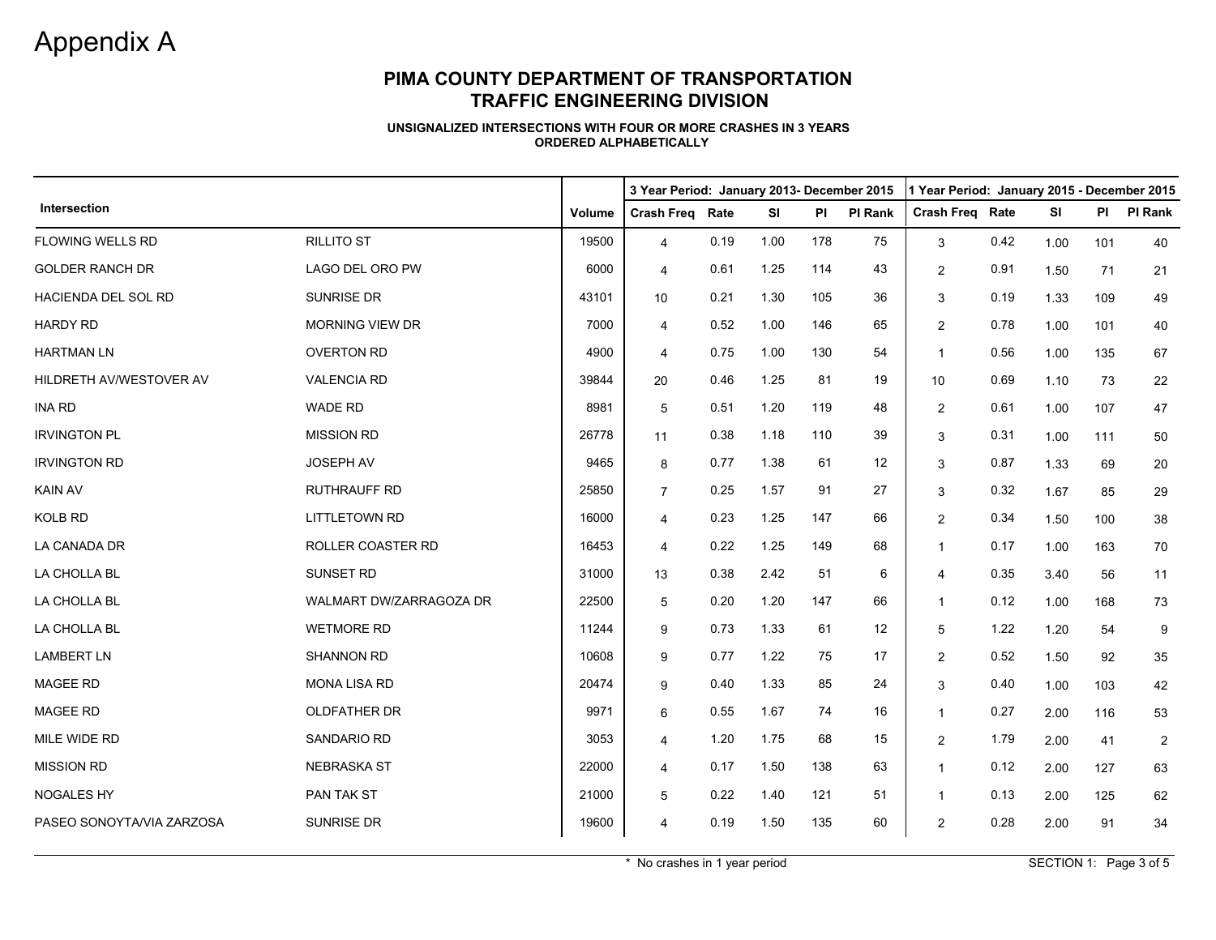# Appendix A

## PIMA COUNTY DEPARTMENT OF TRANSPORTATION
## TRAFFIC ENGINEERING DIVISION

**UNSIGNALIZED INTERSECTIONS WITH FOUR OR MORE CRASHES IN 3 YEARS**
**ORDERED ALPHABETICALLY**

| Intersection | | Volume | 3 Year Period: January 2013- December 2015 | | | | | 1 Year Period: January 2015 - December 2015 | | | | |
|---|---|---|---|---|---|---|---|---|---|---|---|---|
| | | | Crash Freq | Rate | SI | PI | PI Rank | Crash Freq | Rate | SI | PI | PI Rank |
| FLOWING WELLS RD | RILLITO ST | 19500 | 4 | 0.19 | 1.00 | 178 | 75 | 3 | 0.42 | 1.00 | 101 | 40 |
| GOLDER RANCH DR | LAGO DEL ORO PW | 6000 | 4 | 0.61 | 1.25 | 114 | 43 | 2 | 0.91 | 1.50 | 71 | 21 |
| HACIENDA DEL SOL RD | SUNRISE DR | 43101 | 10 | 0.21 | 1.30 | 105 | 36 | 3 | 0.19 | 1.33 | 109 | 49 |
| HARDY RD | MORNING VIEW DR | 7000 | 4 | 0.52 | 1.00 | 146 | 65 | 2 | 0.78 | 1.00 | 101 | 40 |
| HARTMAN LN | OVERTON RD | 4900 | 4 | 0.75 | 1.00 | 130 | 54 | 1 | 0.56 | 1.00 | 135 | 67 |
| HILDRETH AV/WESTOVER AV | VALENCIA RD | 39844 | 20 | 0.46 | 1.25 | 81 | 19 | 10 | 0.69 | 1.10 | 73 | 22 |
| INA RD | WADE RD | 8981 | 5 | 0.51 | 1.20 | 119 | 48 | 2 | 0.61 | 1.00 | 107 | 47 |
| IRVINGTON PL | MISSION RD | 26778 | 11 | 0.38 | 1.18 | 110 | 39 | 3 | 0.31 | 1.00 | 111 | 50 |
| IRVINGTON RD | JOSEPH AV | 9465 | 8 | 0.77 | 1.38 | 61 | 12 | 3 | 0.87 | 1.33 | 69 | 20 |
| KAIN AV | RUTHRAUFF RD | 25850 | 7 | 0.25 | 1.57 | 91 | 27 | 3 | 0.32 | 1.67 | 85 | 29 |
| KOLB RD | LITTLETOWN RD | 16000 | 4 | 0.23 | 1.25 | 147 | 66 | 2 | 0.34 | 1.50 | 100 | 38 |
| LA CANADA DR | ROLLER COASTER RD | 16453 | 4 | 0.22 | 1.25 | 149 | 68 | 1 | 0.17 | 1.00 | 163 | 70 |
| LA CHOLLA BL | SUNSET RD | 31000 | 13 | 0.38 | 2.42 | 51 | 6 | 4 | 0.35 | 3.40 | 56 | 11 |
| LA CHOLLA BL | WALMART DW/ZARRAGOZA DR | 22500 | 5 | 0.20 | 1.20 | 147 | 66 | 1 | 0.12 | 1.00 | 168 | 73 |
| LA CHOLLA BL | WETMORE RD | 11244 | 9 | 0.73 | 1.33 | 61 | 12 | 5 | 1.22 | 1.20 | 54 | 9 |
| LAMBERT LN | SHANNON RD | 10608 | 9 | 0.77 | 1.22 | 75 | 17 | 2 | 0.52 | 1.50 | 92 | 35 |
| MAGEE RD | MONA LISA RD | 20474 | 9 | 0.40 | 1.33 | 85 | 24 | 3 | 0.40 | 1.00 | 103 | 42 |
| MAGEE RD | OLDFATHER DR | 9971 | 6 | 0.55 | 1.67 | 74 | 16 | 1 | 0.27 | 2.00 | 116 | 53 |
| MILE WIDE RD | SANDARIO RD | 3053 | 4 | 1.20 | 1.75 | 68 | 15 | 2 | 1.79 | 2.00 | 41 | 2 |
| MISSION RD | NEBRASKA ST | 22000 | 4 | 0.17 | 1.50 | 138 | 63 | 1 | 0.12 | 2.00 | 127 | 63 |
| NOGALES HY | PAN TAK ST | 21000 | 5 | 0.22 | 1.40 | 121 | 51 | 1 | 0.13 | 2.00 | 125 | 62 |
| PASEO SONOYTA/VIA ZARZOSA | SUNRISE DR | 19600 | 4 | 0.19 | 1.50 | 135 | 60 | 2 | 0.28 | 2.00 | 91 | 34 |

\* No crashes in 1 year period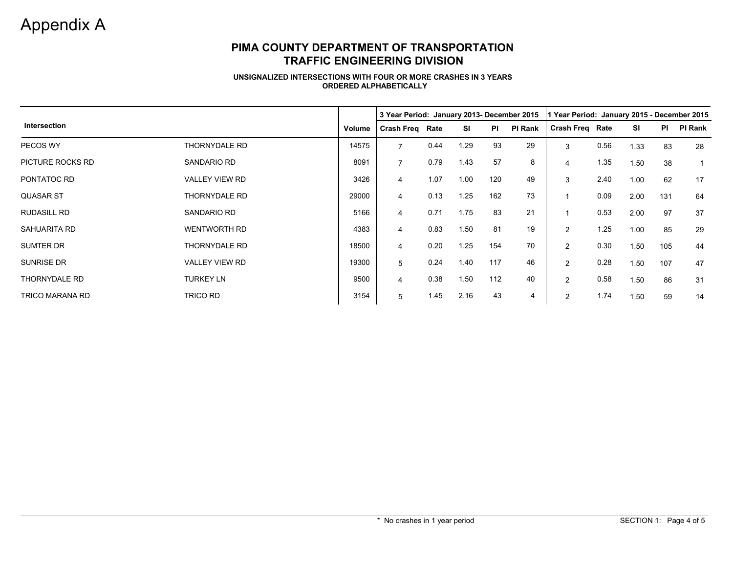# Appendix A

## PIMA COUNTY DEPARTMENT OF TRANSPORTATION
## TRAFFIC ENGINEERING DIVISION

### UNSIGNALIZED INTERSECTIONS WITH FOUR OR MORE CRASHES IN 3 YEARS
### ORDERED ALPHABETICALLY

| Intersection | | Volume | 3 Year Period: January 2013- December 2015 | | | | | 1 Year Period: January 2015 - December 2015 | | | | |
|---|---|---|---|---|---|---|---|---|---|---|---|---|
| | | | Crash Freq | Rate | SI | PI | PI Rank | Crash Freq | Rate | SI | PI | PI Rank |
| PECOS WY | THORNYDALE RD | 14575 | 7 | 0.44 | 1.29 | 93 | 29 | 3 | 0.56 | 1.33 | 83 | 28 |
| PICTURE ROCKS RD | SANDARIO RD | 8091 | 7 | 0.79 | 1.43 | 57 | 8 | 4 | 1.35 | 1.50 | 38 | 1 |
| PONTATOC RD | VALLEY VIEW RD | 3426 | 4 | 1.07 | 1.00 | 120 | 49 | 3 | 2.40 | 1.00 | 62 | 17 |
| QUASAR ST | THORNYDALE RD | 29000 | 4 | 0.13 | 1.25 | 162 | 73 | 1 | 0.09 | 2.00 | 131 | 64 |
| RUDASILL RD | SANDARIO RD | 5166 | 4 | 0.71 | 1.75 | 83 | 21 | 1 | 0.53 | 2.00 | 97 | 37 |
| SAHUARITA RD | WENTWORTH RD | 4383 | 4 | 0.83 | 1.50 | 81 | 19 | 2 | 1.25 | 1.00 | 85 | 29 |
| SUMTER DR | THORNYDALE RD | 18500 | 4 | 0.20 | 1.25 | 154 | 70 | 2 | 0.30 | 1.50 | 105 | 44 |
| SUNRISE DR | VALLEY VIEW RD | 19300 | 5 | 0.24 | 1.40 | 117 | 46 | 2 | 0.28 | 1.50 | 107 | 47 |
| THORNYDALE RD | TURKEY LN | 9500 | 4 | 0.38 | 1.50 | 112 | 40 | 2 | 0.58 | 1.50 | 86 | 31 |
| TRICO MARANA RD | TRICO RD | 3154 | 5 | 1.45 | 2.16 | 43 | 4 | 2 | 1.74 | 1.50 | 59 | 14 |

* No crashes in 1 year period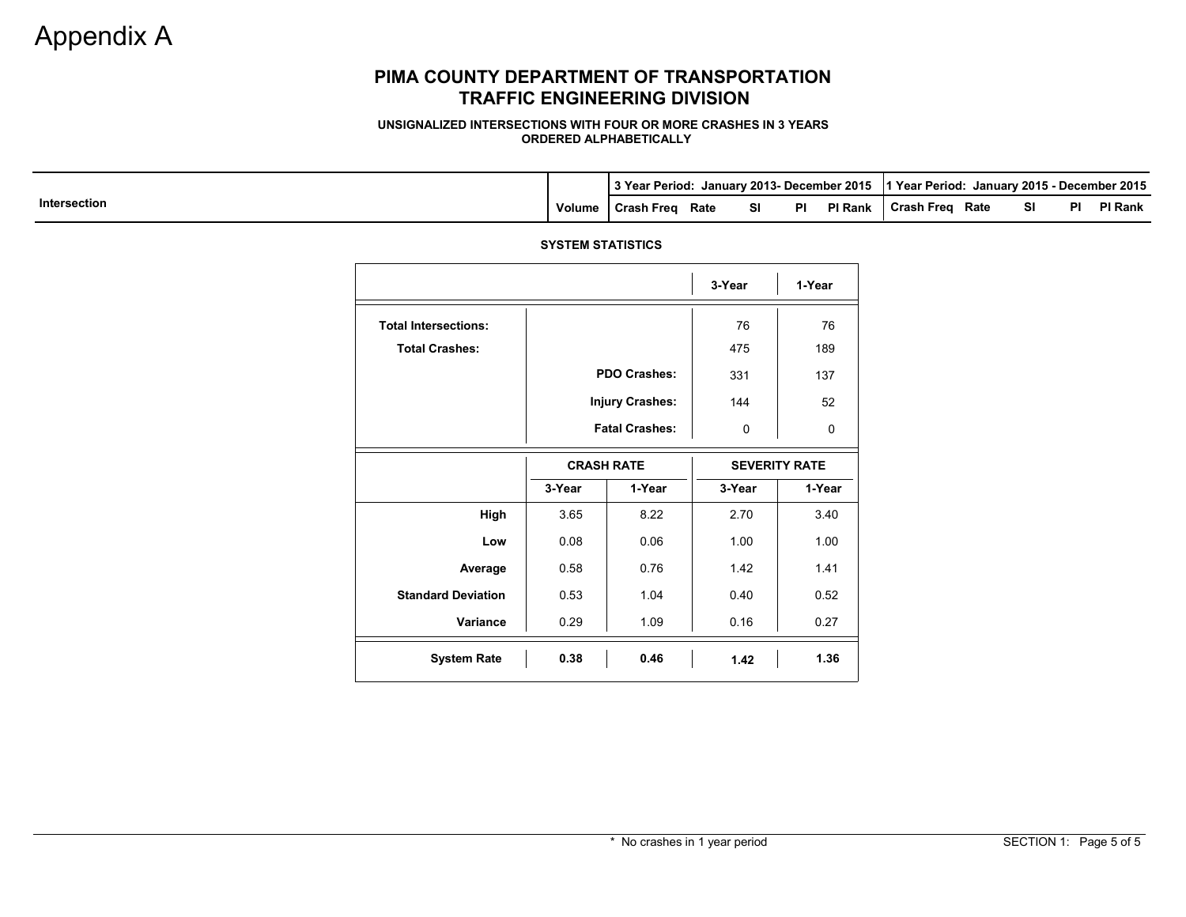# Appendix A

## PIMA COUNTY DEPARTMENT OF TRANSPORTATION
## TRAFFIC ENGINEERING DIVISION

### UNSIGNALIZED INTERSECTIONS WITH FOUR OR MORE CRASHES IN 3 YEARS
### ORDERED ALPHABETICALLY

| Intersection | Volume | 3 Year Period: January 2013- December 2015 | | | | | 1 Year Period: January 2015 - December 2015 | | | | |
|---|---|---|---|---|---|---|---|---|---|---|---|
| | | Crash Freq | Rate | SI | PI | PI Rank | Crash Freq | Rate | SI | PI | PI Rank |

**SYSTEM STATISTICS**

| | | 3-Year | 1-Year |
|---|---|---|---|
| **Total Intersections:** | | 76 | 76 |
| **Total Crashes:** | | 475 | 189 |
| | **PDO Crashes:** | 331 | 137 |
| | **Injury Crashes:** | 144 | 52 |
| | **Fatal Crashes:** | 0 | 0 |

| | CRASH RATE | | SEVERITY RATE | |
|---|---|---|---|---|
| | 3-Year | 1-Year | 3-Year | 1-Year |
| **High** | 3.65 | 8.22 | 2.70 | 3.40 |
| **Low** | 0.08 | 0.06 | 1.00 | 1.00 |
| **Average** | 0.58 | 0.76 | 1.42 | 1.41 |
| **Standard Deviation** | 0.53 | 1.04 | 0.40 | 0.52 |
| **Variance** | 0.29 | 1.09 | 0.16 | 0.27 |
| **System Rate** | **0.38** | **0.46** | **1.42** | **1.36** |

* No crashes in 1 year period